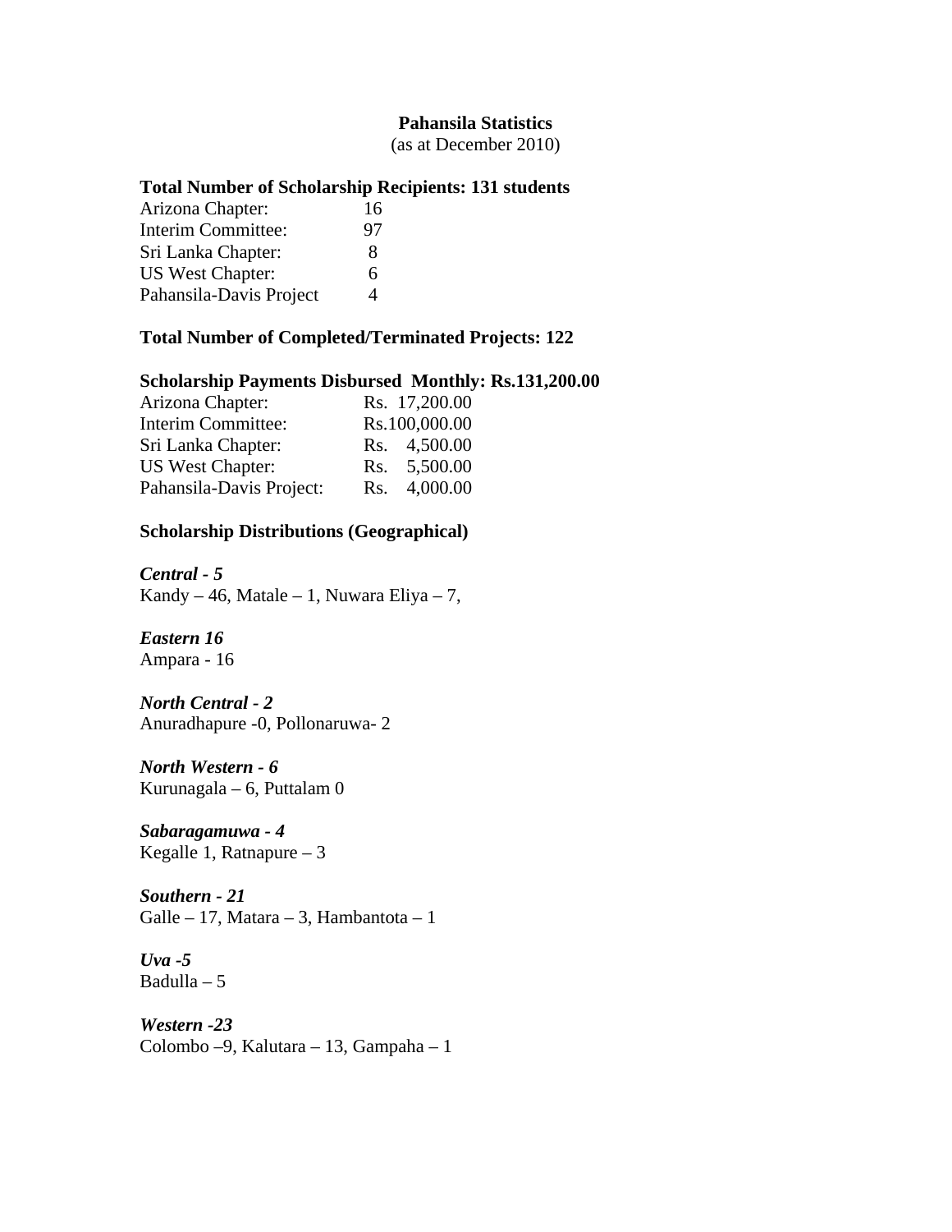**Pahansila Statistics**

(as at December 2010)

**Total Number of Scholarship Recipients: 131 students**

| | |
|---|---|
| Arizona Chapter: | 16 |
| Interim Committee: | 97 |
| Sri Lanka Chapter: | 8 |
| US West Chapter: | 6 |
| Pahansila-Davis Project | 4 |

**Total Number of Completed/Terminated Projects: 122**

**Scholarship Payments Disbursed Monthly: Rs.131,200.00**

| | |
|---|---|
| Arizona Chapter: | Rs. 17,200.00 |
| Interim Committee: | Rs.100,000.00 |
| Sri Lanka Chapter: | Rs. 4,500.00 |
| US West Chapter: | Rs. 5,500.00 |
| Pahansila-Davis Project: | Rs. 4,000.00 |

**Scholarship Distributions (Geographical)**

***Central - 5***
Kandy – 46, Matale – 1, Nuwara Eliya – 7,

***Eastern 16***
Ampara - 16

***North Central - 2***
Anuradhapure -0, Pollonaruwa- 2

***North Western - 6***
Kurunagala – 6, Puttalam 0

***Sabaragamuwa - 4***
Kegalle 1, Ratnapure – 3

***Southern - 21***
Galle – 17, Matara – 3, Hambantota – 1

***Uva -5***
Badulla – 5

***Western -23***
Colombo –9, Kalutara – 13, Gampaha – 1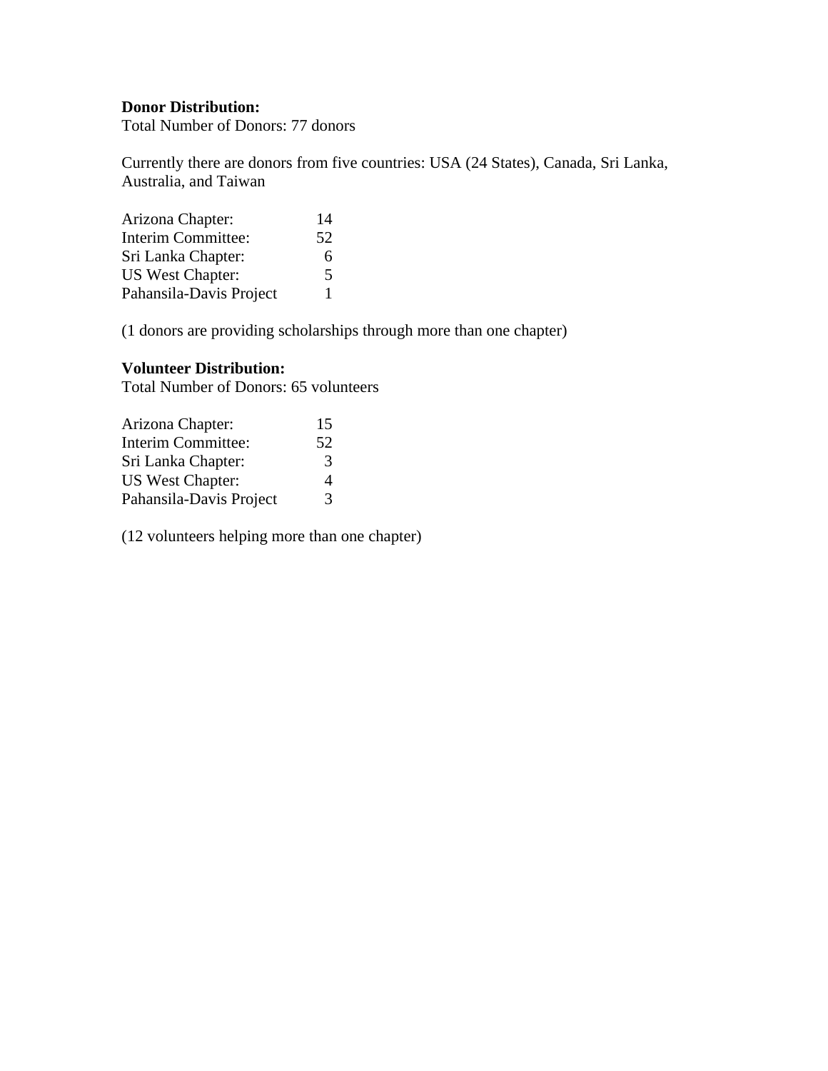**Donor Distribution:**
Total Number of Donors: 77 donors

Currently there are donors from five countries: USA (24 States), Canada, Sri Lanka, Australia, and Taiwan

| | |
|---|---|
| Arizona Chapter: | 14 |
| Interim Committee: | 52 |
| Sri Lanka Chapter: | 6 |
| US West Chapter: | 5 |
| Pahansila-Davis Project | 1 |

(1 donors are providing scholarships through more than one chapter)

**Volunteer Distribution:**
Total Number of Donors: 65 volunteers

| | |
|---|---|
| Arizona Chapter: | 15 |
| Interim Committee: | 52 |
| Sri Lanka Chapter: | 3 |
| US West Chapter: | 4 |
| Pahansila-Davis Project | 3 |

(12 volunteers helping more than one chapter)